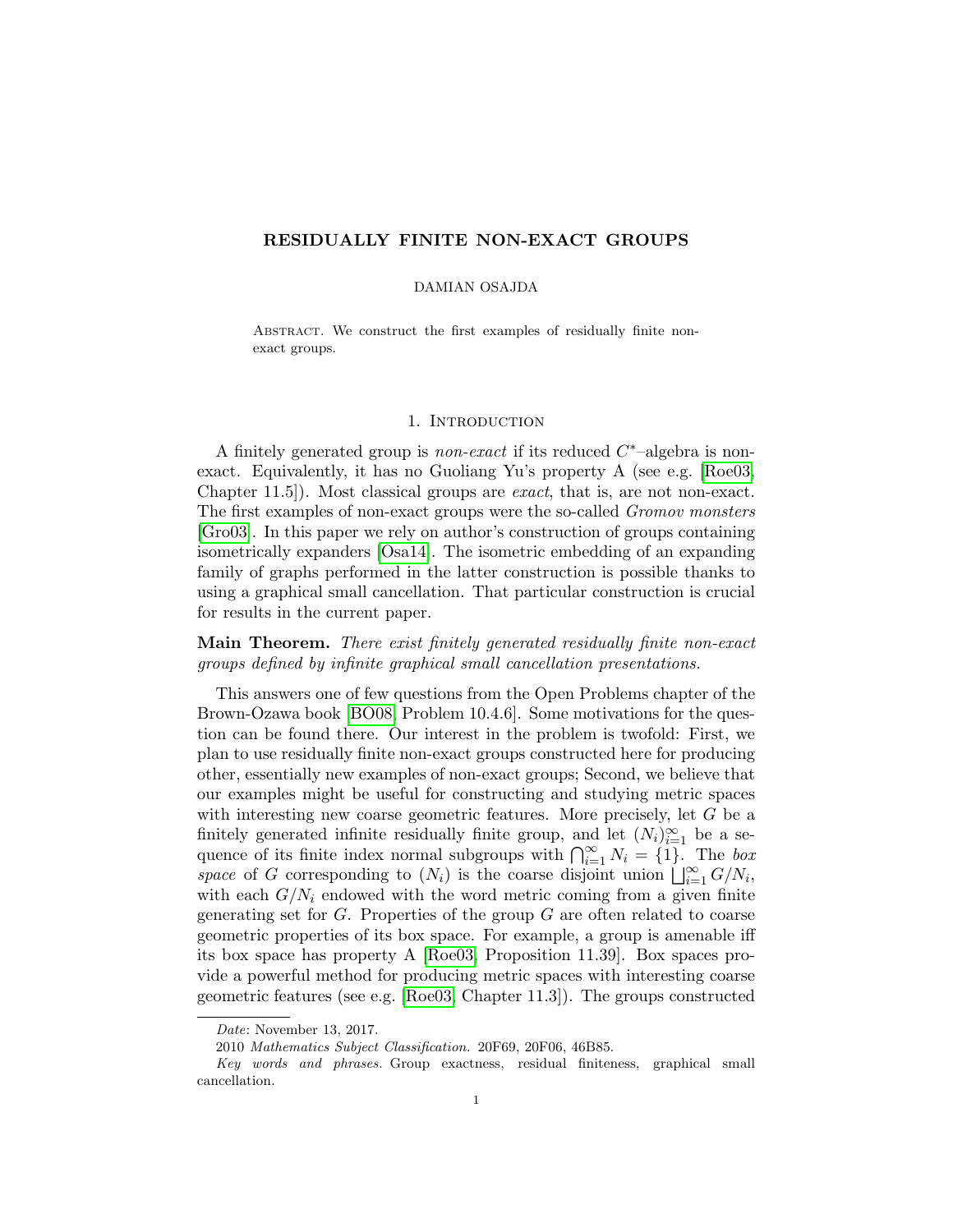# RESIDUALLY FINITE NON-EXACT GROUPS

DAMIAN OSAJDA

ABSTRACT. We construct the first examples of residually finite non-exact groups.

## 1. Introduction

A finitely generated group is *non-exact* if its reduced $C^*$–algebra is non-exact. Equivalently, it has no Guoliang Yu's property A (see e.g. [Roe03, Chapter 11.5]). Most classical groups are *exact*, that is, are not non-exact. The first examples of non-exact groups were the so-called *Gromov monsters* [Gro03]. In this paper we rely on author's construction of groups containing isometrically expanders [Osa14]. The isometric embedding of an expanding family of graphs performed in the latter construction is possible thanks to using a graphical small cancellation. That particular construction is crucial for results in the current paper.

**Main Theorem.** *There exist finitely generated residually finite non-exact groups defined by infinite graphical small cancellation presentations.*

This answers one of few questions from the Open Problems chapter of the Brown-Ozawa book [BO08, Problem 10.4.6]. Some motivations for the question can be found there. Our interest in the problem is twofold: First, we plan to use residually finite non-exact groups constructed here for producing other, essentially new examples of non-exact groups; Second, we believe that our examples might be useful for constructing and studying metric spaces with interesting new coarse geometric features. More precisely, let $G$ be a finitely generated infinite residually finite group, and let $(N_i)_{i=1}^{\infty}$ be a sequence of its finite index normal subgroups with $\bigcap_{i=1}^{\infty} N_i = \{1\}$. The *box space* of $G$ corresponding to $(N_i)$ is the coarse disjoint union $\bigsqcup_{i=1}^{\infty} G/N_i$, with each $G/N_i$ endowed with the word metric coming from a given finite generating set for $G$. Properties of the group $G$ are often related to coarse geometric properties of its box space. For example, a group is amenable iff its box space has property A [Roe03, Proposition 11.39]. Box spaces provide a powerful method for producing metric spaces with interesting coarse geometric features (see e.g. [Roe03, Chapter 11.3]). The groups constructed

---

*Date*: November 13, 2017.

2010 *Mathematics Subject Classification.* 20F69, 20F06, 46B85.

*Key words and phrases.* Group exactness, residual finiteness, graphical small cancellation.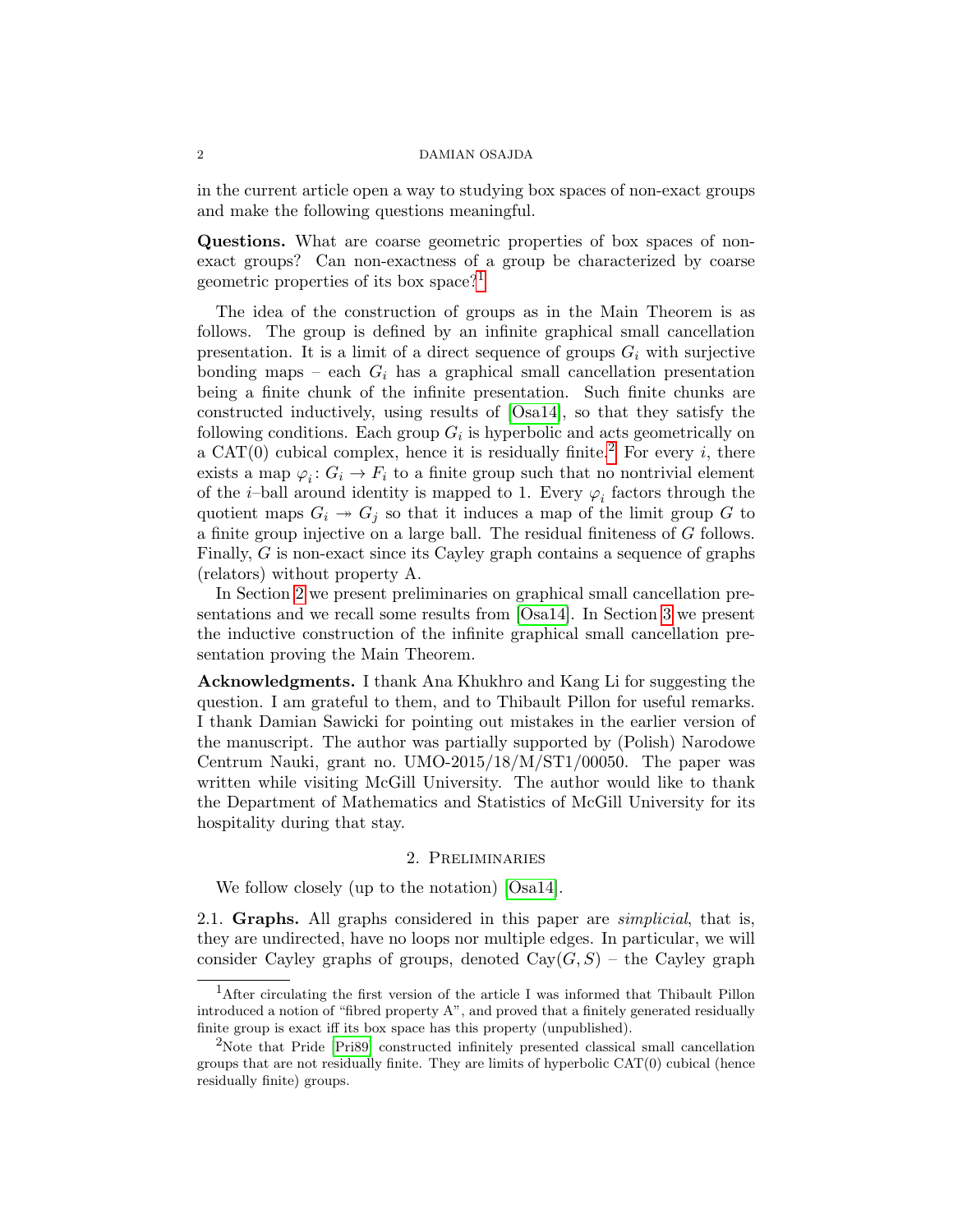in the current article open a way to studying box spaces of non-exact groups and make the following questions meaningful.

**Questions.** What are coarse geometric properties of box spaces of non-exact groups? Can non-exactness of a group be characterized by coarse geometric properties of its box space?[1]

The idea of the construction of groups as in the Main Theorem is as follows. The group is defined by an infinite graphical small cancellation presentation. It is a limit of a direct sequence of groups $G_i$ with surjective bonding maps – each $G_i$ has a graphical small cancellation presentation being a finite chunk of the infinite presentation. Such finite chunks are constructed inductively, using results of [Osa14], so that they satisfy the following conditions. Each group $G_i$ is hyperbolic and acts geometrically on a CAT(0) cubical complex, hence it is residually finite.[2] For every $i$, there exists a map $\varphi_i \colon G_i \to F_i$ to a finite group such that no nontrivial element of the $i$–ball around identity is mapped to 1. Every $\varphi_i$ factors through the quotient maps $G_i \twoheadrightarrow G_j$ so that it induces a map of the limit group $G$ to a finite group injective on a large ball. The residual finiteness of $G$ follows. Finally, $G$ is non-exact since its Cayley graph contains a sequence of graphs (relators) without property A.

In Section 2 we present preliminaries on graphical small cancellation presentations and we recall some results from [Osa14]. In Section 3 we present the inductive construction of the infinite graphical small cancellation presentation proving the Main Theorem.

**Acknowledgments.** I thank Ana Khukhro and Kang Li for suggesting the question. I am grateful to them, and to Thibault Pillon for useful remarks. I thank Damian Sawicki for pointing out mistakes in the earlier version of the manuscript. The author was partially supported by (Polish) Narodowe Centrum Nauki, grant no. UMO-2015/18/M/ST1/00050. The paper was written while visiting McGill University. The author would like to thank the Department of Mathematics and Statistics of McGill University for its hospitality during that stay.

## 2. Preliminaries

We follow closely (up to the notation) [Osa14].

2.1. **Graphs.** All graphs considered in this paper are *simplicial*, that is, they are undirected, have no loops nor multiple edges. In particular, we will consider Cayley graphs of groups, denoted $\mathrm{Cay}(G, S)$ – the Cayley graph

[1] After circulating the first version of the article I was informed that Thibault Pillon introduced a notion of "fibred property A", and proved that a finitely generated residually finite group is exact iff its box space has this property (unpublished).

[2] Note that Pride [Pri89] constructed infinitely presented classical small cancellation groups that are not residually finite. They are limits of hyperbolic CAT(0) cubical (hence residually finite) groups.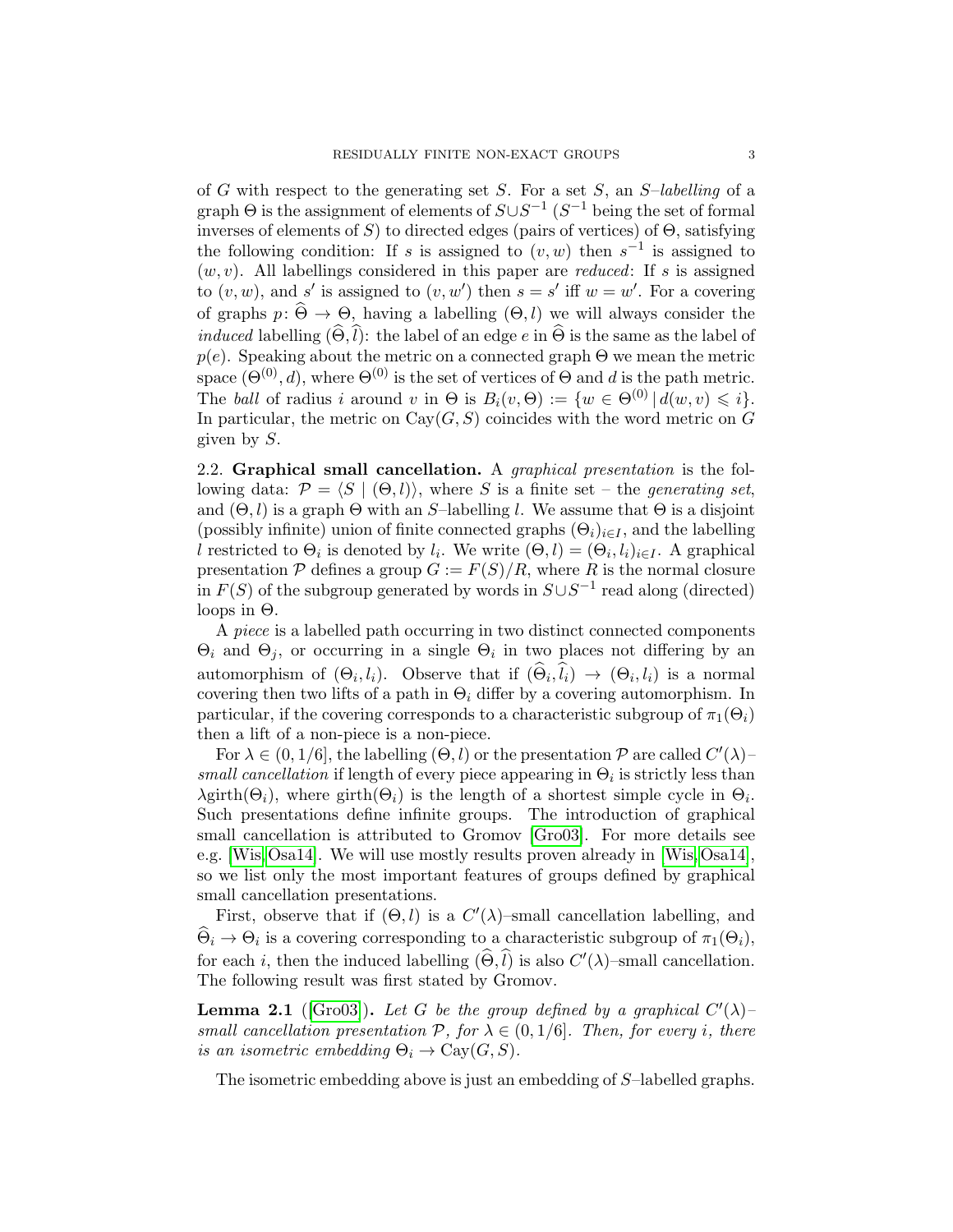of $G$ with respect to the generating set $S$. For a set $S$, an $S$–*labelling* of a graph $\Theta$ is the assignment of elements of $S \cup S^{-1}$ ($S^{-1}$ being the set of formal inverses of elements of $S$) to directed edges (pairs of vertices) of $\Theta$, satisfying the following condition: If $s$ is assigned to $(v, w)$ then $s^{-1}$ is assigned to $(w, v)$. All labellings considered in this paper are *reduced*: If $s$ is assigned to $(v, w)$, and $s'$ is assigned to $(v, w')$ then $s = s'$ iff $w = w'$. For a covering of graphs $p \colon \widehat{\Theta} \to \Theta$, having a labelling $(\Theta, l)$ we will always consider the *induced* labelling $(\widehat{\Theta}, \widehat{l})$: the label of an edge $e$ in $\widehat{\Theta}$ is the same as the label of $p(e)$. Speaking about the metric on a connected graph $\Theta$ we mean the metric space $(\Theta^{(0)}, d)$, where $\Theta^{(0)}$ is the set of vertices of $\Theta$ and $d$ is the path metric. The *ball* of radius $i$ around $v$ in $\Theta$ is $B_i(v, \Theta) := \{w \in \Theta^{(0)} \mid d(w, v) \leqslant i\}$. In particular, the metric on $\mathrm{Cay}(G, S)$ coincides with the word metric on $G$ given by $S$.

## 2.2. Graphical small cancellation.

A *graphical presentation* is the following data: $\mathcal{P} = \langle S \mid (\Theta, l) \rangle$, where $S$ is a finite set – the *generating set*, and $(\Theta, l)$ is a graph $\Theta$ with an $S$–labelling $l$. We assume that $\Theta$ is a disjoint (possibly infinite) union of finite connected graphs $(\Theta_i)_{i \in I}$, and the labelling $l$ restricted to $\Theta_i$ is denoted by $l_i$. We write $(\Theta, l) = (\Theta_i, l_i)_{i \in I}$. A graphical presentation $\mathcal{P}$ defines a group $G := F(S)/R$, where $R$ is the normal closure in $F(S)$ of the subgroup generated by words in $S \cup S^{-1}$ read along (directed) loops in $\Theta$.

A *piece* is a labelled path occurring in two distinct connected components $\Theta_i$ and $\Theta_j$, or occurring in a single $\Theta_i$ in two places not differing by an automorphism of $(\Theta_i, l_i)$. Observe that if $(\widehat{\Theta}_i, \widehat{l}_i) \to (\Theta_i, l_i)$ is a normal covering then two lifts of a path in $\Theta_i$ differ by a covering automorphism. In particular, if the covering corresponds to a characteristic subgroup of $\pi_1(\Theta_i)$ then a lift of a non-piece is a non-piece.

For $\lambda \in (0, 1/6]$, the labelling $(\Theta, l)$ or the presentation $\mathcal{P}$ are called $C'(\lambda)$–*small cancellation* if length of every piece appearing in $\Theta_i$ is strictly less than $\lambda \mathrm{girth}(\Theta_i)$, where $\mathrm{girth}(\Theta_i)$ is the length of a shortest simple cycle in $\Theta_i$. Such presentations define infinite groups. The introduction of graphical small cancellation is attributed to Gromov [Gro03]. For more details see e.g. [Wis, Osa14]. We will use mostly results proven already in [Wis, Osa14], so we list only the most important features of groups defined by graphical small cancellation presentations.

First, observe that if $(\Theta, l)$ is a $C'(\lambda)$–small cancellation labelling, and $\widehat{\Theta}_i \to \Theta_i$ is a covering corresponding to a characteristic subgroup of $\pi_1(\Theta_i)$, for each $i$, then the induced labelling $(\widehat{\Theta}, \widehat{l})$ is also $C'(\lambda)$–small cancellation. The following result was first stated by Gromov.

**Lemma 2.1** ([Gro03])**.** *Let $G$ be the group defined by a graphical $C'(\lambda)$–small cancellation presentation $\mathcal{P}$, for $\lambda \in (0, 1/6]$. Then, for every $i$, there is an isometric embedding $\Theta_i \to \mathrm{Cay}(G, S)$.*

The isometric embedding above is just an embedding of $S$–labelled graphs.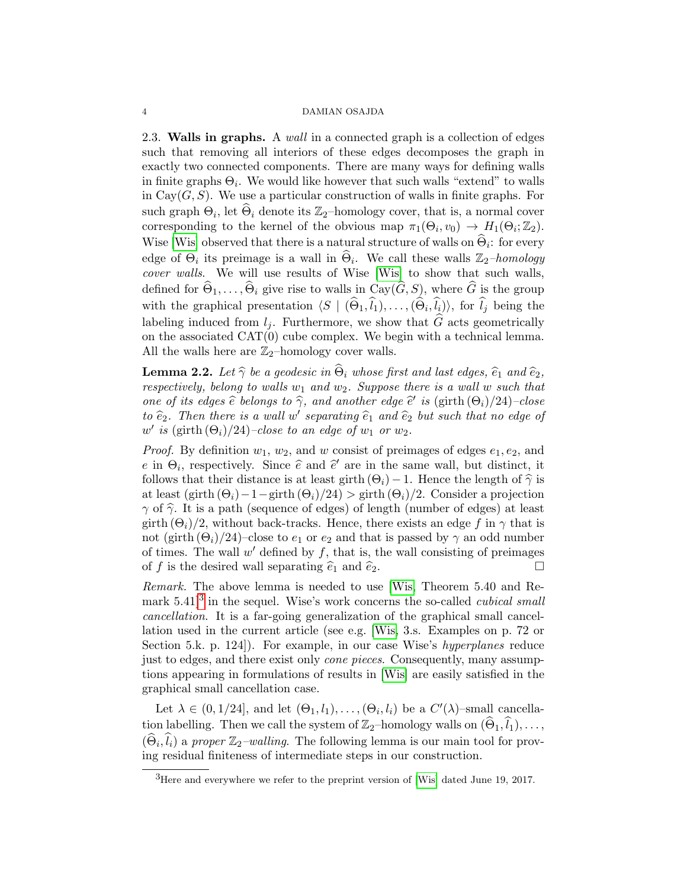**2.3. Walls in graphs.** A *wall* in a connected graph is a collection of edges such that removing all interiors of these edges decomposes the graph in exactly two connected components. There are many ways for defining walls in finite graphs $\Theta_i$. We would like however that such walls "extend" to walls in $\mathrm{Cay}(G,S)$. We use a particular construction of walls in finite graphs. For such graph $\Theta_i$, let $\widehat{\Theta}_i$ denote its $\mathbb{Z}_2$–homology cover, that is, a normal cover corresponding to the kernel of the obvious map $\pi_1(\Theta_i, v_0) \to H_1(\Theta_i; \mathbb{Z}_2)$. Wise [Wis] observed that there is a natural structure of walls on $\widehat{\Theta}_i$: for every edge of $\Theta_i$ its preimage is a wall in $\widehat{\Theta}_i$. We call these walls *$\mathbb{Z}_2$–homology cover walls*. We will use results of Wise [Wis] to show that such walls, defined for $\widehat{\Theta}_1, \ldots, \widehat{\Theta}_i$ give rise to walls in $\mathrm{Cay}(\widehat{G}, S)$, where $\widehat{G}$ is the group with the graphical presentation $\langle S \mid (\widehat{\Theta}_1, \widehat{l}_1), \ldots, (\widehat{\Theta}_i, \widehat{l}_i)\rangle$, for $\widehat{l}_j$ being the labeling induced from $l_j$. Furthermore, we show that $\widehat{G}$ acts geometrically on the associated CAT(0) cube complex. We begin with a technical lemma. All the walls here are $\mathbb{Z}_2$–homology cover walls.

**Lemma 2.2.** *Let $\widehat{\gamma}$ be a geodesic in $\widehat{\Theta}_i$ whose first and last edges, $\widehat{e}_1$ and $\widehat{e}_2$, respectively, belong to walls $w_1$ and $w_2$. Suppose there is a wall $w$ such that one of its edges $\widehat{e}$ belongs to $\widehat{\gamma}$, and another edge $\widehat{e}'$ is $(\mathrm{girth}\,(\Theta_i)/24)$–close to $\widehat{e}_2$. Then there is a wall $w'$ separating $\widehat{e}_1$ and $\widehat{e}_2$ but such that no edge of $w'$ is $(\mathrm{girth}\,(\Theta_i)/24)$–close to an edge of $w_1$ or $w_2$.*

*Proof.* By definition $w_1$, $w_2$, and $w$ consist of preimages of edges $e_1, e_2$, and $e$ in $\Theta_i$, respectively. Since $\widehat{e}$ and $\widehat{e}'$ are in the same wall, but distinct, it follows that their distance is at least $\mathrm{girth}\,(\Theta_i) - 1$. Hence the length of $\widehat{\gamma}$ is at least $(\mathrm{girth}\,(\Theta_i) - 1 - \mathrm{girth}\,(\Theta_i)/24) > \mathrm{girth}\,(\Theta_i)/2$. Consider a projection $\gamma$ of $\widehat{\gamma}$. It is a path (sequence of edges) of length (number of edges) at least $\mathrm{girth}\,(\Theta_i)/2$, without back-tracks. Hence, there exists an edge $f$ in $\gamma$ that is not $(\mathrm{girth}\,(\Theta_i)/24)$–close to $e_1$ or $e_2$ and that is passed by $\gamma$ an odd number of times. The wall $w'$ defined by $f$, that is, the wall consisting of preimages of $f$ is the desired wall separating $\widehat{e}_1$ and $\widehat{e}_2$. □

*Remark.* The above lemma is needed to use [Wis, Theorem 5.40 and Remark 5.41][3] in the sequel. Wise's work concerns the so-called *cubical small cancellation*. It is a far-going generalization of the graphical small cancellation used in the current article (see e.g. [Wis, 3.s. Examples on p. 72 or Section 5.k. p. 124]). For example, in our case Wise's *hyperplanes* reduce just to edges, and there exist only *cone pieces*. Consequently, many assumptions appearing in formulations of results in [Wis] are easily satisfied in the graphical small cancellation case.

Let $\lambda \in (0, 1/24]$, and let $(\Theta_1, l_1), \ldots, (\Theta_i, l_i)$ be a $C'(\lambda)$–small cancellation labelling. Then we call the system of $\mathbb{Z}_2$–homology walls on $(\widehat{\Theta}_1, \widehat{l}_1), \ldots, (\widehat{\Theta}_i, \widehat{l}_i)$ a *proper $\mathbb{Z}_2$–walling*. The following lemma is our main tool for proving residual finiteness of intermediate steps in our construction.

[3] Here and everywhere we refer to the preprint version of [Wis] dated June 19, 2017.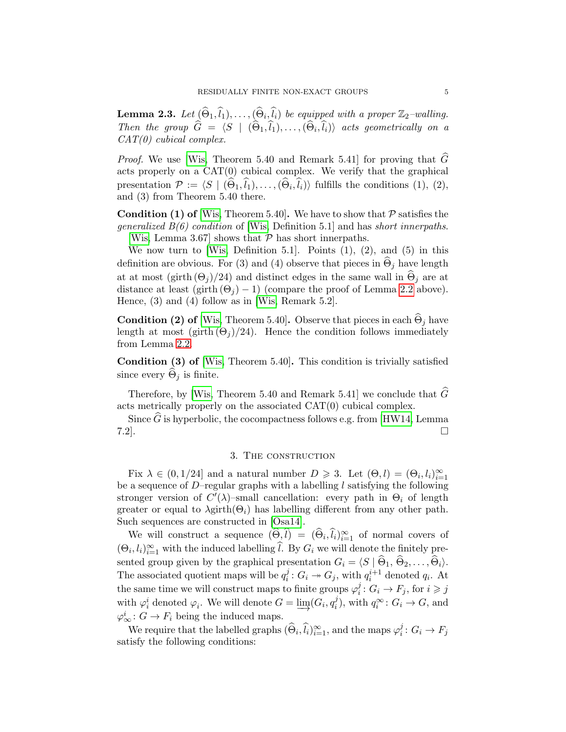**Lemma 2.3.** *Let $(\widehat{\Theta}_1, \widehat{l}_1), \ldots, (\widehat{\Theta}_i, \widehat{l}_i)$ be equipped with a proper $\mathbb{Z}_2$–walling. Then the group $\widehat{G} = \langle S \mid (\widehat{\Theta}_1, \widehat{l}_1), \ldots, (\widehat{\Theta}_i, \widehat{l}_i)\rangle$ acts geometrically on a CAT(0) cubical complex.*

*Proof.* We use [Wis, Theorem 5.40 and Remark 5.41] for proving that $\widehat{G}$ acts properly on a CAT(0) cubical complex. We verify that the graphical presentation $\mathcal{P} := \langle S \mid (\widehat{\Theta}_1, \widehat{l}_1), \ldots, (\widehat{\Theta}_i, \widehat{l}_i)\rangle$ fulfills the conditions (1), (2), and (3) from Theorem 5.40 there.

**Condition (1) of [Wis, Theorem 5.40].** We have to show that $\mathcal{P}$ satisfies the *generalized B(6) condition* of [Wis, Definition 5.1] and has *short innerpaths*. [Wis, Lemma 3.67] shows that $\mathcal{P}$ has short innerpaths.

We now turn to [Wis, Definition 5.1]. Points (1), (2), and (5) in this definition are obvious. For (3) and (4) observe that pieces in $\widehat{\Theta}_j$ have length at at most $(\mathrm{girth}\,(\Theta_j)/24)$ and distinct edges in the same wall in $\widehat{\Theta}_j$ are at distance at least $(\mathrm{girth}\,(\Theta_j) - 1)$ (compare the proof of Lemma 2.2 above). Hence, (3) and (4) follow as in [Wis, Remark 5.2].

**Condition (2) of [Wis, Theorem 5.40].** Observe that pieces in each $\widehat{\Theta}_j$ have length at most $(\mathrm{girth}\,(\Theta_j)/24)$. Hence the condition follows immediately from Lemma 2.2.

**Condition (3) of [Wis, Theorem 5.40].** This condition is trivially satisfied since every $\widehat{\Theta}_j$ is finite.

Therefore, by [Wis, Theorem 5.40 and Remark 5.41] we conclude that $\widehat{G}$ acts metrically properly on the associated CAT(0) cubical complex.

Since $\widehat{G}$ is hyperbolic, the cocompactness follows e.g. from [HW14, Lemma 7.2]. $\square$

## 3. The construction

Fix $\lambda \in (0, 1/24]$ and a natural number $D \geqslant 3$. Let $(\Theta, l) = (\Theta_i, l_i)_{i=1}^{\infty}$ be a sequence of $D$–regular graphs with a labelling $l$ satisfying the following stronger version of $C'(\lambda)$–small cancellation: every path in $\Theta_i$ of length greater or equal to $\lambda \mathrm{girth}(\Theta_i)$ has labelling different from any other path. Such sequences are constructed in [Osa14].

We will construct a sequence $(\widehat{\Theta}, \widehat{l}) = (\widehat{\Theta}_i, \widehat{l}_i)_{i=1}^{\infty}$ of normal covers of $(\Theta_i, l_i)_{i=1}^{\infty}$ with the induced labelling $\widehat{l}$. By $G_i$ we will denote the finitely presented group given by the graphical presentation $G_i = \langle S \mid \widehat{\Theta}_1, \widehat{\Theta}_2, \ldots, \widehat{\Theta}_i\rangle$. The associated quotient maps will be $q_i^j \colon G_i \twoheadrightarrow G_j$, with $q_i^{i+1}$ denoted $q_i$. At the same time we will construct maps to finite groups $\varphi_i^j \colon G_i \to F_j$, for $i \geqslant j$ with $\varphi_i^i$ denoted $\varphi_i$. We will denote $G = \varinjlim(G_i, q_i^j)$, with $q_i^{\infty} \colon G_i \to G$, and $\varphi_{\infty}^i \colon G \to F_i$ being the induced maps.

We require that the labelled graphs $(\widehat{\Theta}_i, \widehat{l}_i)_{i=1}^{\infty}$, and the maps $\varphi_i^j \colon G_i \to F_j$ satisfy the following conditions: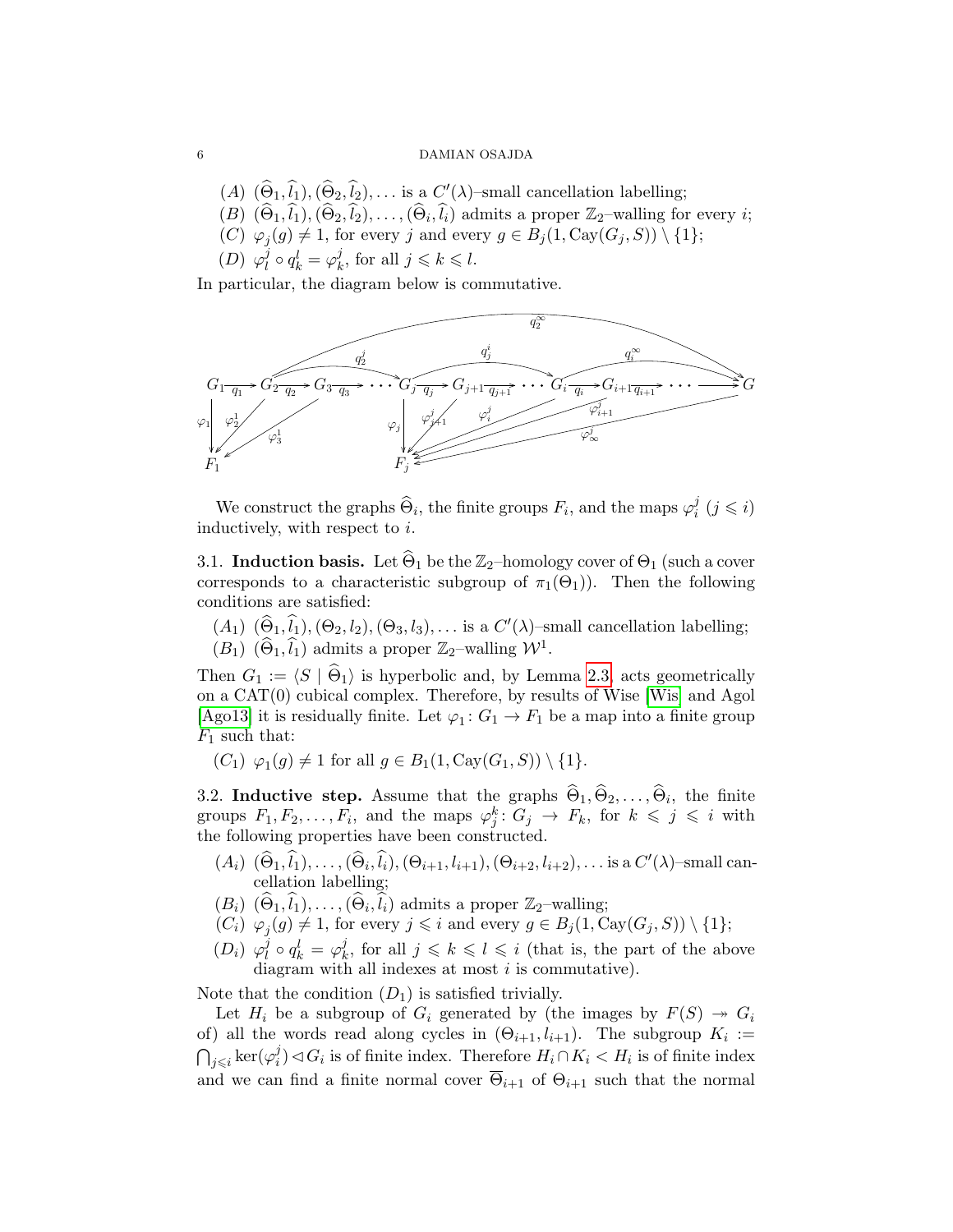(A) $(\widehat{\Theta}_1, \widehat{l}_1), (\widehat{\Theta}_2, \widehat{l}_2), \ldots$ is a $C'(\lambda)$–small cancellation labelling;
(B) $(\widehat{\Theta}_1, \widehat{l}_1), (\widehat{\Theta}_2, \widehat{l}_2), \ldots, (\widehat{\Theta}_i, \widehat{l}_i)$ admits a proper $\mathbb{Z}_2$–walling for every $i$;
(C) $\varphi_j(g) \neq 1$, for every $j$ and every $g \in B_j(1, \mathrm{Cay}(G_j, S)) \setminus \{1\}$;
(D) $\varphi^j_l \circ q^l_k = \varphi^j_k$, for all $j \leqslant k \leqslant l$.

In particular, the diagram below is commutative.

$$
\begin{array}{ccccccccccccccc}
G_1 & \xrightarrow{q_1} & G_2 & \xrightarrow{q_2} & G_3 & \xrightarrow{q_3} & \cdots & G_j & \xrightarrow{q_j} & G_{j+1} & \xrightarrow{q_{j+1}} & \cdots & G_i & \xrightarrow{q_i} & G_{i+1} \xrightarrow{q_{i+1}} \cdots \longrightarrow G \\
\downarrow \varphi_1 & \swarrow \varphi^1_2 & & \swarrow \varphi^1_3 & & & & \downarrow \varphi_j & \swarrow \varphi^j_{j+1} & & \swarrow \varphi^j_i & & \swarrow \varphi^j_{i+1} & & \swarrow \varphi^j_\infty \\
F_1 & & & & & & & F_j & & & & & & &
\end{array}
$$

(with additional arrows $q^j_2 \colon G_2 \to G_j$, $q^i_j \colon G_j \to G_i$, $q^\infty_i \colon G_i \to G$, $q^\infty_2 \colon G_2 \to G$)

We construct the graphs $\widehat{\Theta}_i$, the finite groups $F_i$, and the maps $\varphi^j_i$ ($j \leqslant i$) inductively, with respect to $i$.

**3.1. Induction basis.** Let $\widehat{\Theta}_1$ be the $\mathbb{Z}_2$–homology cover of $\Theta_1$ (such a cover corresponds to a characteristic subgroup of $\pi_1(\Theta_1)$). Then the following conditions are satisfied:

$(A_1)$ $(\widehat{\Theta}_1, \widehat{l}_1), (\Theta_2, l_2), (\Theta_3, l_3), \ldots$ is a $C'(\lambda)$–small cancellation labelling;
$(B_1)$ $(\widehat{\Theta}_1, \widehat{l}_1)$ admits a proper $\mathbb{Z}_2$–walling $\mathcal{W}^1$.

Then $G_1 := \langle S \mid \widehat{\Theta}_1 \rangle$ is hyperbolic and, by Lemma 2.3, acts geometrically on a CAT(0) cubical complex. Therefore, by results of Wise [Wis] and Agol [Ago13] it is residually finite. Let $\varphi_1 \colon G_1 \to F_1$ be a map into a finite group $F_1$ such that:

$(C_1)$ $\varphi_1(g) \neq 1$ for all $g \in B_1(1, \mathrm{Cay}(G_1, S)) \setminus \{1\}$.

**3.2. Inductive step.** Assume that the graphs $\widehat{\Theta}_1, \widehat{\Theta}_2, \ldots, \widehat{\Theta}_i$, the finite groups $F_1, F_2, \ldots, F_i$, and the maps $\varphi^k_j \colon G_j \to F_k$, for $k \leqslant j \leqslant i$ with the following properties have been constructed.

$(A_i)$ $(\widehat{\Theta}_1, \widehat{l}_1), \ldots, (\widehat{\Theta}_i, \widehat{l}_i), (\Theta_{i+1}, l_{i+1}), (\Theta_{i+2}, l_{i+2}), \ldots$ is a $C'(\lambda)$–small cancellation labelling;
$(B_i)$ $(\widehat{\Theta}_1, \widehat{l}_1), \ldots, (\widehat{\Theta}_i, \widehat{l}_i)$ admits a proper $\mathbb{Z}_2$–walling;
$(C_i)$ $\varphi_j(g) \neq 1$, for every $j \leqslant i$ and every $g \in B_j(1, \mathrm{Cay}(G_j, S)) \setminus \{1\}$;
$(D_i)$ $\varphi^j_l \circ q^l_k = \varphi^j_k$, for all $j \leqslant k \leqslant l \leqslant i$ (that is, the part of the above diagram with all indexes at most $i$ is commutative).

Note that the condition $(D_1)$ is satisfied trivially.

Let $H_i$ be a subgroup of $G_i$ generated by (the images by $F(S) \twoheadrightarrow G_i$ of) all the words read along cycles in $(\Theta_{i+1}, l_{i+1})$. The subgroup $K_i := \bigcap_{j \leqslant i} \ker(\varphi^j_i) \lhd G_i$ is of finite index. Therefore $H_i \cap K_i < H_i$ is of finite index and we can find a finite normal cover $\overline{\Theta}_{i+1}$ of $\Theta_{i+1}$ such that the normal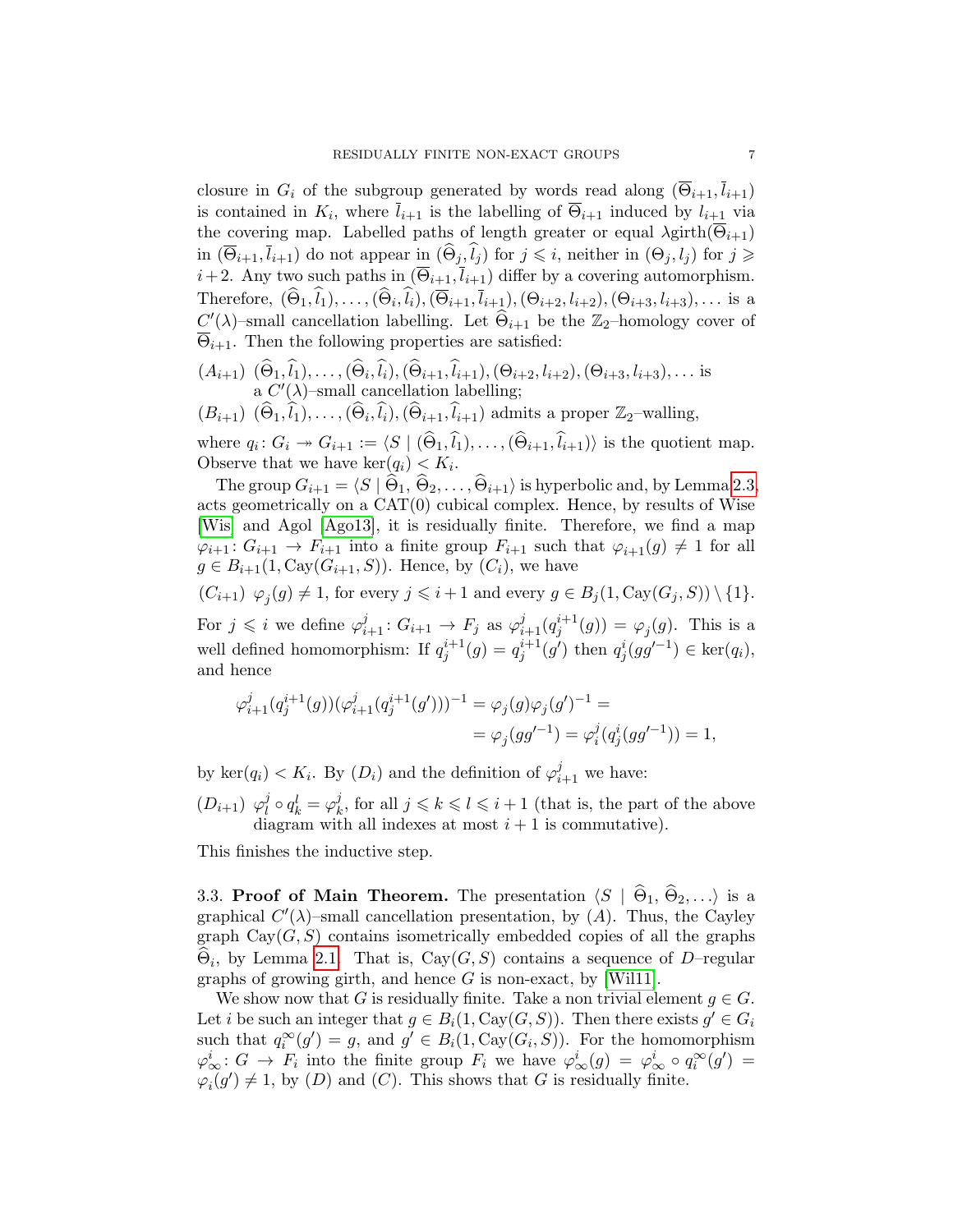closure in $G_i$ of the subgroup generated by words read along $(\overline{\Theta}_{i+1}, \overline{l}_{i+1})$ is contained in $K_i$, where $\overline{l}_{i+1}$ is the labelling of $\overline{\Theta}_{i+1}$ induced by $l_{i+1}$ via the covering map. Labelled paths of length greater or equal $\lambda \mathrm{girth}(\overline{\Theta}_{i+1})$ in $(\overline{\Theta}_{i+1}, \overline{l}_{i+1})$ do not appear in $(\widehat{\Theta}_j, \widehat{l}_j)$ for $j \leqslant i$, neither in $(\Theta_j, l_j)$ for $j \geqslant i+2$. Any two such paths in $(\overline{\Theta}_{i+1}, \overline{l}_{i+1})$ differ by a covering automorphism. Therefore, $(\widehat{\Theta}_1, \widehat{l}_1), \ldots, (\widehat{\Theta}_i, \widehat{l}_i), (\overline{\Theta}_{i+1}, \overline{l}_{i+1}), (\Theta_{i+2}, l_{i+2}), (\Theta_{i+3}, l_{i+3}), \ldots$ is a $C'(\lambda)$–small cancellation labelling. Let $\widehat{\Theta}_{i+1}$ be the $\mathbb{Z}_2$–homology cover of $\overline{\Theta}_{i+1}$. Then the following properties are satisfied:

$(A_{i+1})$ $(\widehat{\Theta}_1, \widehat{l}_1), \ldots, (\widehat{\Theta}_i, \widehat{l}_i), (\widehat{\Theta}_{i+1}, \widehat{l}_{i+1}), (\Theta_{i+2}, l_{i+2}), (\Theta_{i+3}, l_{i+3}), \ldots$ is a $C'(\lambda)$–small cancellation labelling;

$(B_{i+1})$ $(\widehat{\Theta}_1, \widehat{l}_1), \ldots, (\widehat{\Theta}_i, \widehat{l}_i), (\widehat{\Theta}_{i+1}, \widehat{l}_{i+1})$ admits a proper $\mathbb{Z}_2$–walling,

where $q_i \colon G_i \twoheadrightarrow G_{i+1} := \langle S \mid (\widehat{\Theta}_1, \widehat{l}_1), \ldots, (\widehat{\Theta}_{i+1}, \widehat{l}_{i+1}) \rangle$ is the quotient map. Observe that we have $\ker(q_i) < K_i$.

The group $G_{i+1} = \langle S \mid \widehat{\Theta}_1, \widehat{\Theta}_2, \ldots, \widehat{\Theta}_{i+1} \rangle$ is hyperbolic and, by Lemma 2.3, acts geometrically on a CAT(0) cubical complex. Hence, by results of Wise [Wis] and Agol [Ago13], it is residually finite. Therefore, we find a map $\varphi_{i+1} \colon G_{i+1} \to F_{i+1}$ into a finite group $F_{i+1}$ such that $\varphi_{i+1}(g) \neq 1$ for all $g \in B_{i+1}(1, \mathrm{Cay}(G_{i+1}, S))$. Hence, by $(C_i)$, we have

$(C_{i+1})$ $\varphi_j(g) \neq 1$, for every $j \leqslant i+1$ and every $g \in B_j(1, \mathrm{Cay}(G_j, S)) \setminus \{1\}$.

For $j \leqslant i$ we define $\varphi^j_{i+1} \colon G_{i+1} \to F_j$ as $\varphi^j_{i+1}(q^{i+1}_j(g)) = \varphi_j(g)$. This is a well defined homomorphism: If $q^{i+1}_j(g) = q^{i+1}_j(g')$ then $q^i_j(gg'^{-1}) \in \ker(q_i)$, and hence

$$\begin{aligned}\varphi^j_{i+1}(q^{i+1}_j(g))(\varphi^j_{i+1}(q^{i+1}_j(g')))^{-1} &= \varphi_j(g)\varphi_j(g')^{-1} = \\ &= \varphi_j(gg'^{-1}) = \varphi^j_i(q^i_j(gg'^{-1})) = 1,\end{aligned}$$

by $\ker(q_i) < K_i$. By $(D_i)$ and the definition of $\varphi^j_{i+1}$ we have:

$(D_{i+1})$ $\varphi^j_l \circ q^l_k = \varphi^j_k$, for all $j \leqslant k \leqslant l \leqslant i+1$ (that is, the part of the above diagram with all indexes at most $i+1$ is commutative).

This finishes the inductive step.

### 3.3. Proof of Main Theorem.

The presentation $\langle S \mid \widehat{\Theta}_1, \widehat{\Theta}_2, \ldots \rangle$ is a graphical $C'(\lambda)$–small cancellation presentation, by $(A)$. Thus, the Cayley graph $\mathrm{Cay}(G, S)$ contains isometrically embedded copies of all the graphs $\widehat{\Theta}_i$, by Lemma 2.1. That is, $\mathrm{Cay}(G, S)$ contains a sequence of $D$–regular graphs of growing girth, and hence $G$ is non-exact, by [Wil11].

We show now that $G$ is residually finite. Take a non trivial element $g \in G$. Let $i$ be such an integer that $g \in B_i(1, \mathrm{Cay}(G, S))$. Then there exists $g' \in G_i$ such that $q^{\infty}_i(g') = g$, and $g' \in B_i(1, \mathrm{Cay}(G_i, S))$. For the homomorphism $\varphi^i_{\infty} \colon G \to F_i$ into the finite group $F_i$ we have $\varphi^i_{\infty}(g) = \varphi^i_{\infty} \circ q^{\infty}_i(g') = \varphi_i(g') \neq 1$, by $(D)$ and $(C)$. This shows that $G$ is residually finite.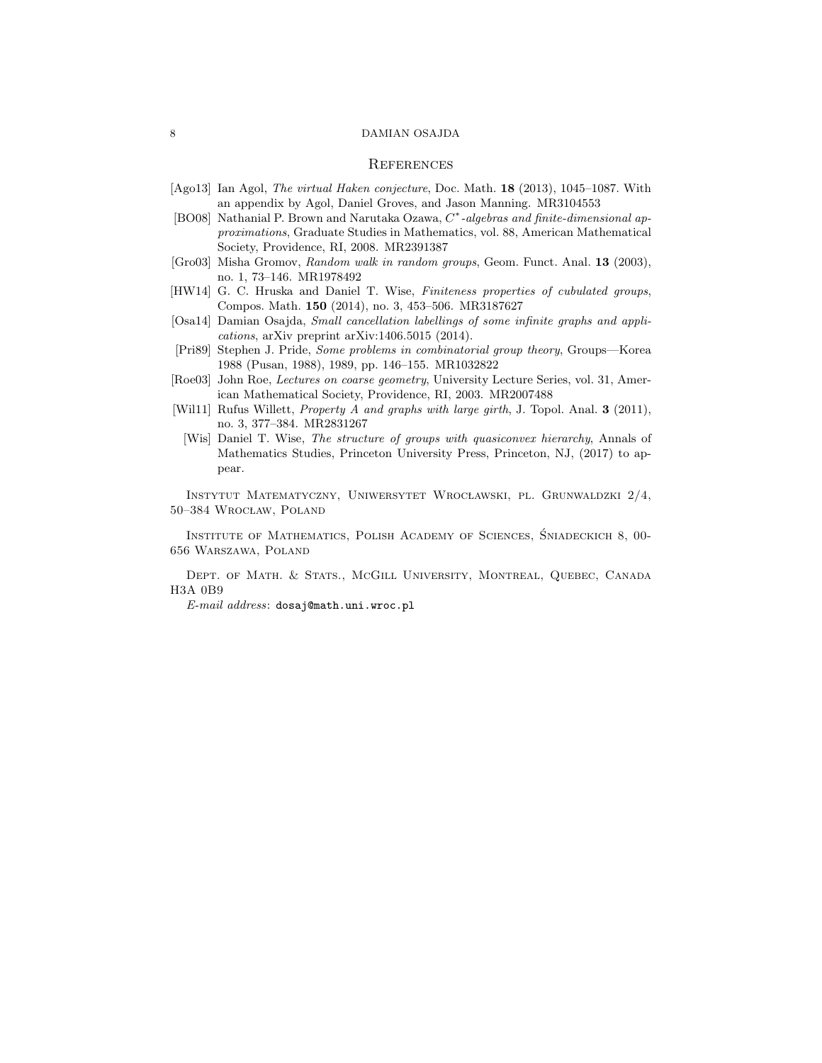## References

- [Ago13] Ian Agol, *The virtual Haken conjecture*, Doc. Math. **18** (2013), 1045–1087. With an appendix by Agol, Daniel Groves, and Jason Manning. MR3104553
- [BO08] Nathanial P. Brown and Narutaka Ozawa, *$C^*$-algebras and finite-dimensional approximations*, Graduate Studies in Mathematics, vol. 88, American Mathematical Society, Providence, RI, 2008. MR2391387
- [Gro03] Misha Gromov, *Random walk in random groups*, Geom. Funct. Anal. **13** (2003), no. 1, 73–146. MR1978492
- [HW14] G. C. Hruska and Daniel T. Wise, *Finiteness properties of cubulated groups*, Compos. Math. **150** (2014), no. 3, 453–506. MR3187627
- [Osa14] Damian Osajda, *Small cancellation labellings of some infinite graphs and applications*, arXiv preprint arXiv:1406.5015 (2014).
- [Pri89] Stephen J. Pride, *Some problems in combinatorial group theory*, Groups—Korea 1988 (Pusan, 1988), 1989, pp. 146–155. MR1032822
- [Roe03] John Roe, *Lectures on coarse geometry*, University Lecture Series, vol. 31, American Mathematical Society, Providence, RI, 2003. MR2007488
- [Wil11] Rufus Willett, *Property A and graphs with large girth*, J. Topol. Anal. **3** (2011), no. 3, 377–384. MR2831267
- [Wis] Daniel T. Wise, *The structure of groups with quasiconvex hierarchy*, Annals of Mathematics Studies, Princeton University Press, Princeton, NJ, (2017) to appear.

Instytut Matematyczny, Uniwersytet Wrocławski, pl. Grunwaldzki 2/4, 50–384 Wrocław, Poland

Institute of Mathematics, Polish Academy of Sciences, Śniadeckich 8, 00-656 Warszawa, Poland

Dept. of Math. & Stats., McGill University, Montreal, Quebec, Canada H3A 0B9

*E-mail address*: dosaj@math.uni.wroc.pl